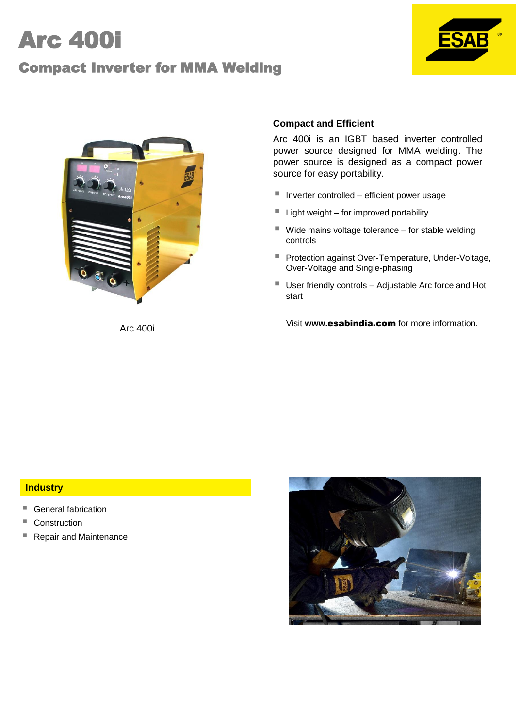# Arc 400i

## Compact Inverter for MMA Welding

Arc 400i

### Compact and Efficient

Arc 400i is an IGBT based inverter controlled power source designed for MMA welding. The power source is designed as a compact power source for easy portability.

- Inverter controlled – efficient power usage
- Light weight – for improved portability
- Wide mains voltage tolerance – for stable welding controls
- Protection against Over-Temperature, Under-Voltage, Over-Voltage and Single-phasing
- User friendly controls – Adjustable Arc force and Hot start

Visit **www.esabindia.com** for more information.

### Industry

- General fabrication
- Construction
- Repair and Maintenance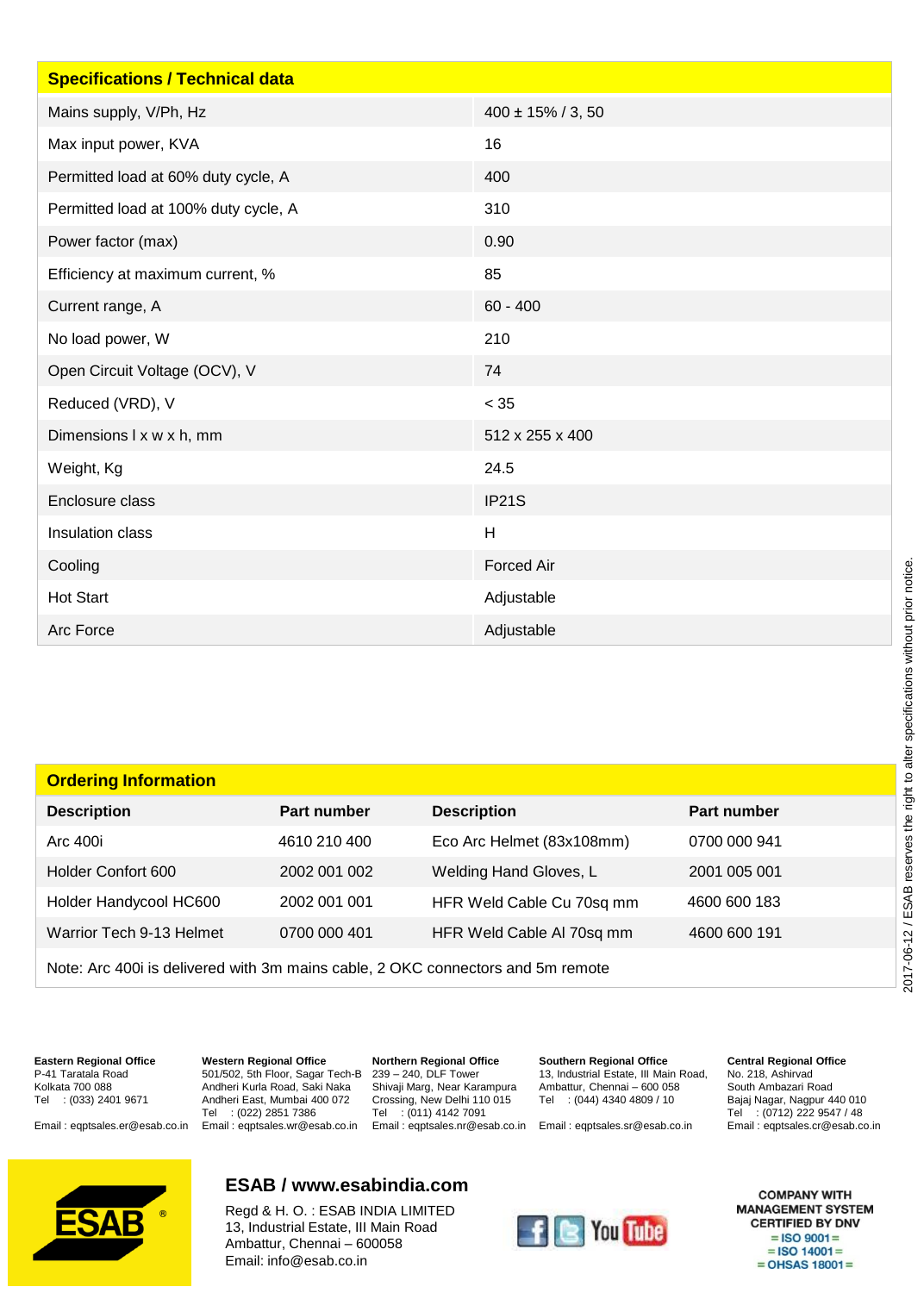## Specifications / Technical data

| Specifications / Technical data | |
|---|---|
| Mains supply, V/Ph, Hz | 400 ± 15% / 3, 50 |
| Max input power, KVA | 16 |
| Permitted load at 60% duty cycle, A | 400 |
| Permitted load at 100% duty cycle, A | 310 |
| Power factor (max) | 0.90 |
| Efficiency at maximum current, % | 85 |
| Current range, A | 60 - 400 |
| No load power, W | 210 |
| Open Circuit Voltage (OCV), V | 74 |
| Reduced (VRD), V | < 35 |
| Dimensions l x w x h, mm | 512 x 255 x 400 |
| Weight, Kg | 24.5 |
| Enclosure class | IP21S |
| Insulation class | H |
| Cooling | Forced Air |
| Hot Start | Adjustable |
| Arc Force | Adjustable |

## Ordering Information

| Description | Part number | Description | Part number |
|---|---|---|---|
| Arc 400i | 4610 210 400 | Eco Arc Helmet (83x108mm) | 0700 000 941 |
| Holder Confort 600 | 2002 001 002 | Welding Hand Gloves, L | 2001 005 001 |
| Holder Handycool HC600 | 2002 001 001 | HFR Weld Cable Cu 70sq mm | 4600 600 183 |
| Warrior Tech 9-13 Helmet | 0700 000 401 | HFR Weld Cable Al 70sq mm | 4600 600 191 |

Note: Arc 400i is delivered with 3m mains cable, 2 OKC connectors and 5m remote

2017-06-12 / ESAB reserves the right to alter specifications without prior notice.

**Eastern Regional Office**
P-41 Taratala Road
Kolkata 700 088
Tel : (033) 2401 9671
Email : eqptsales.er@esab.co.in

**Western Regional Office**
501/502, 5th Floor, Sagar Tech-B
Andheri Kurla Road, Saki Naka
Andheri East, Mumbai 400 072
Tel : (022) 2851 7386
Email : eqptsales.wr@esab.co.in

**Northern Regional Office**
239 – 240, DLF Tower
Shivaji Marg, Near Karampura
Crossing, New Delhi 110 015
Tel : (011) 4142 7091
Email : eqptsales.nr@esab.co.in

**Southern Regional Office**
13, Industrial Estate, III Main Road,
Ambattur, Chennai – 600 058
Tel : (044) 4340 4809 / 10
Email : eqptsales.sr@esab.co.in

**Central Regional Office**
No. 218, Ashirvad
South Ambazari Road
Bajaj Nagar, Nagpur 440 010
Tel : (0712) 222 9547 / 48
Email : eqptsales.cr@esab.co.in

**ESAB / www.esabindia.com**

Regd & H. O. : ESAB INDIA LIMITED
13, Industrial Estate, III Main Road
Ambattur, Chennai – 600058
Email: info@esab.co.in

COMPANY WITH MANAGEMENT SYSTEM CERTIFIED BY DNV
= ISO 9001 =
= ISO 14001 =
= OHSAS 18001 =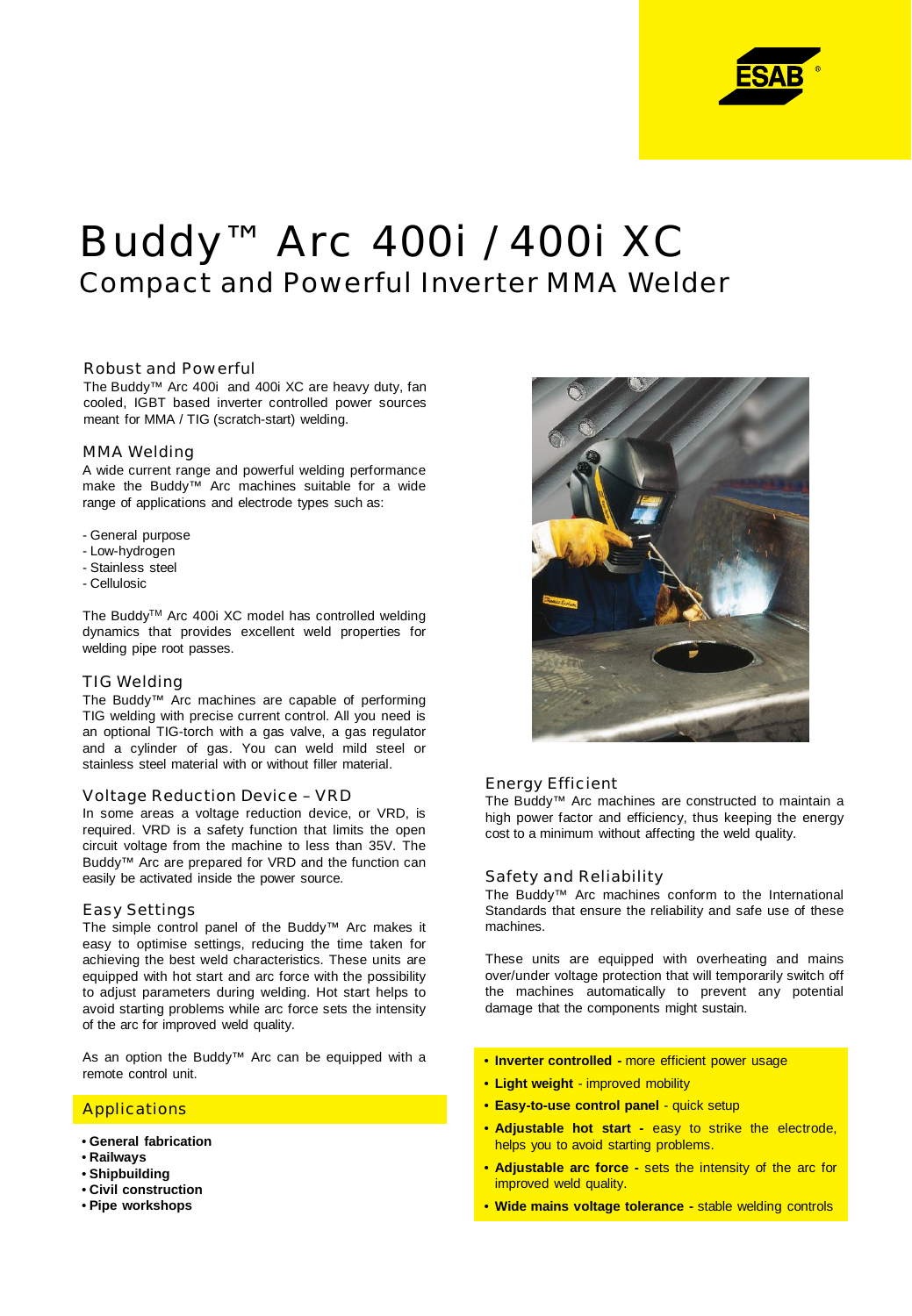# Buddy™ Arc 400i / 400i XC

## Compact and Powerful Inverter MMA Welder

### Robust and Powerful

The Buddy™ Arc 400i and 400i XC are heavy duty, fan cooled, IGBT based inverter controlled power sources meant for MMA / TIG (scratch-start) welding.

### MMA Welding

A wide current range and powerful welding performance make the Buddy™ Arc machines suitable for a wide range of applications and electrode types such as:

- General purpose
- Low-hydrogen
- Stainless steel
- Cellulosic

The Buddy™ Arc 400i XC model has controlled welding dynamics that provides excellent weld properties for welding pipe root passes.

### TIG Welding

The Buddy™ Arc machines are capable of performing TIG welding with precise current control. All you need is an optional TIG-torch with a gas valve, a gas regulator and a cylinder of gas. You can weld mild steel or stainless steel material with or without filler material.

### Voltage Reduction Device – VRD

In some areas a voltage reduction device, or VRD, is required. VRD is a safety function that limits the open circuit voltage from the machine to less than 35V. The Buddy™ Arc are prepared for VRD and the function can easily be activated inside the power source.

### Easy Settings

The simple control panel of the Buddy™ Arc makes it easy to optimise settings, reducing the time taken for achieving the best weld characteristics. These units are equipped with hot start and arc force with the possibility to adjust parameters during welding. Hot start helps to avoid starting problems while arc force sets the intensity of the arc for improved weld quality.

As an option the Buddy™ Arc can be equipped with a remote control unit.

### Applications

- **General fabrication**
- **Railways**
- **Shipbuilding**
- **Civil construction**
- **Pipe workshops**

### Energy Efficient

The Buddy™ Arc machines are constructed to maintain a high power factor and efficiency, thus keeping the energy cost to a minimum without affecting the weld quality.

### Safety and Reliability

The Buddy™ Arc machines conform to the International Standards that ensure the reliability and safe use of these machines.

These units are equipped with overheating and mains over/under voltage protection that will temporarily switch off the machines automatically to prevent any potential damage that the components might sustain.

- **Inverter controlled -** more efficient power usage
- **Light weight** - improved mobility
- **Easy-to-use control panel** - quick setup
- **Adjustable hot start -** easy to strike the electrode, helps you to avoid starting problems.
- **Adjustable arc force -** sets the intensity of the arc for improved weld quality.
- **Wide mains voltage tolerance -** stable welding controls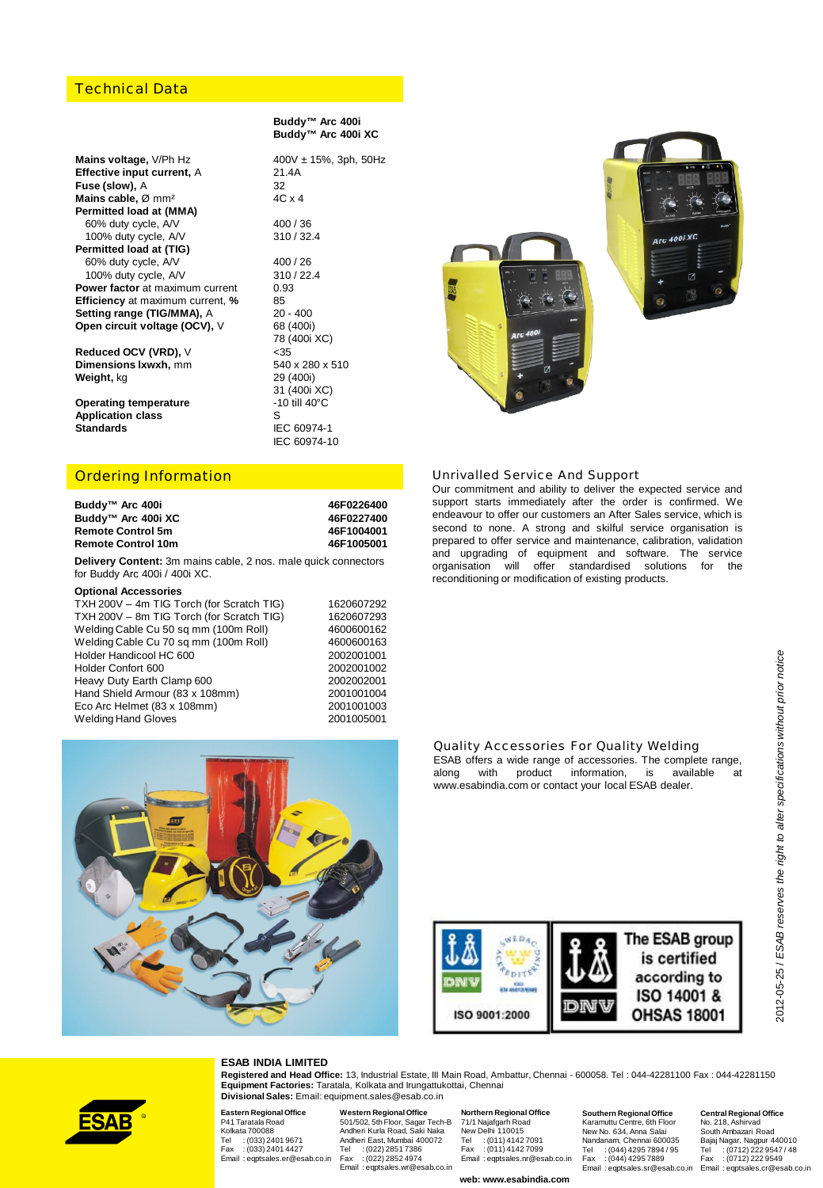## Technical Data

| | Buddy™ Arc 400i<br>Buddy™ Arc 400i XC |
|---|---|
| **Mains voltage,** V/Ph Hz | 400V ± 15%, 3ph, 50Hz |
| **Effective input current,** A | 21.4A |
| **Fuse (slow),** A | 32 |
| **Mains cable,** Ø mm² | 4C x 4 |
| **Permitted load at (MMA)** | |
| 60% duty cycle, A/V | 400 / 36 |
| 100% duty cycle, A/V | 310 / 32.4 |
| **Permitted load at (TIG)** | |
| 60% duty cycle, A/V | 400 / 26 |
| 100% duty cycle, A/V | 310 / 22.4 |
| **Power factor** at maximum current | 0.93 |
| **Efficiency** at maximum current, **%** | 85 |
| **Setting range (TIG/MMA),** A | 20 - 400 |
| **Open circuit voltage (OCV),** V | 68 (400i)<br>78 (400i XC) |
| **Reduced OCV (VRD),** V | <35 |
| **Dimensions lxwxh,** mm | 540 x 280 x 510 |
| **Weight,** kg | 29 (400i)<br>31 (400i XC) |
| **Operating temperature** | -10 till 40°C |
| **Application class** | S |
| **Standards** | IEC 60974-1<br>IEC 60974-10 |

## Ordering Information

| | |
|---|---|
| **Buddy™ Arc 400i** | **46F0226400** |
| **Buddy™ Arc 400i XC** | **46F0227400** |
| **Remote Control 5m** | **46F1004001** |
| **Remote Control 10m** | **46F1005001** |

**Delivery Content:** 3m mains cable, 2 nos. male quick connectors for Buddy Arc 400i / 400i XC.

### Optional Accessories

| | |
|---|---|
| TXH 200V – 4m TIG Torch (for Scratch TIG) | 1620607292 |
| TXH 200V – 8m TIG Torch (for Scratch TIG) | 1620607293 |
| Welding Cable Cu 50 sq mm (100m Roll) | 4600600162 |
| Welding Cable Cu 70 sq mm (100m Roll) | 4600600163 |
| Holder Handicool HC 600 | 2002001001 |
| Holder Confort 600 | 2002001002 |
| Heavy Duty Earth Clamp 600 | 2002002001 |
| Hand Shield Armour (83 x 108mm) | 2001001004 |
| Eco Arc Helmet (83 x 108mm) | 2001001003 |
| Welding Hand Gloves | 2001005001 |

## Unrivalled Service And Support

Our commitment and ability to deliver the expected service and support starts immediately after the order is confirmed. We endeavour to offer our customers an After Sales service, which is second to none. A strong and skilful service organisation is prepared to offer service and maintenance, calibration, validation and upgrading of equipment and software. The service organisation will offer standardised solutions for the reconditioning or modification of existing products.

## Quality Accessories For Quality Welding

ESAB offers a wide range of accessories. The complete range, along with product information, is available at www.esabindia.com or contact your local ESAB dealer.

ISO 9001:2000

The ESAB group is certified according to ISO 14001 & OHSAS 18001

*2012-05-25 / ESAB reserves the right to alter specifications without prior notice*

**ESAB INDIA LIMITED**

**Registered and Head Office:** 13, Industrial Estate, III Main Road, Ambattur, Chennai - 600058. Tel : 044-42281100 Fax : 044-42281150
**Equipment Factories:** Taratala, Kolkata and Irungattukottai, Chennai
**Divisional Sales:** Email: equipment.sales@esab.co.in

**Eastern Regional Office**
P41 Taratala Road
Kolkata 700088
Tel : (033) 2401 9671
Fax : (033) 2401 4427
Email : eqptsales.er@esab.co.in

**Western Regional Office**
501/502, 5th Floor, Sagar Tech-B
Andheri Kurla Road, Saki Naka
Andheri East, Mumbai 400072
Tel : (022) 2851 7386
Fax : (022) 2852 4974
Email : eqptsales.wr@esab.co.in

**Northern Regional Office**
71/1 Najafgarh Road
New Delhi 110015
Tel : (011) 4142 7091
Fax : (011) 4142 7099
Email : eqptsales.nr@esab.co.in

**Southern Regional Office**
Karamuttu Centre, 6th Floor
New No. 634, Anna Salai
Nandanam, Chennai 600035
Tel : (044) 4295 7894 / 95
Fax : (044) 4295 7889
Email : eqptsales.sr@esab.co.in

**Central Regional Office**
No. 218, Ashirvad
South Ambazari Road
Bajaj Nagar, Nagpur 440010
Tel : (0712) 222 9547 / 48
Fax : (0712) 222 9549
Email : eqptsales.cr@esab.co.in

**web: www.esabindia.com**